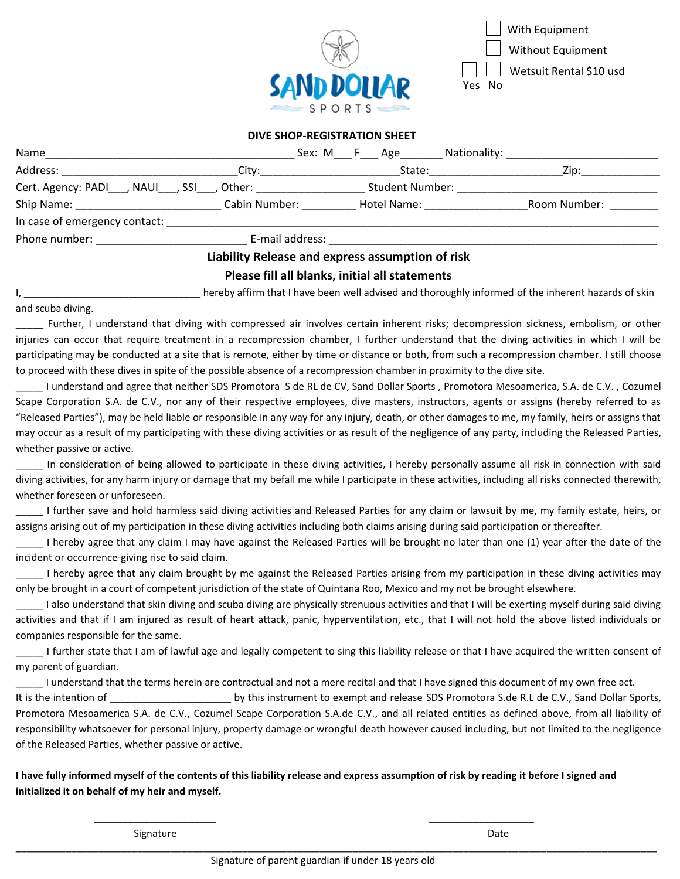SAND DOLLAR SPORTS

☐ With Equipment
☐ Without Equipment
☐ Yes ☐ No Wetsuit Rental $10 usd

**DIVE SHOP-REGISTRATION SHEET**

Name__________________________________________ Sex: M___ F___ Age_______ Nationality: __________________________

Address: ______________________________City:________________________State:______________________Zip:_____________

Cert. Agency: PADI___, NAUI___, SSI___, Other: __________________ Student Number: ___________________________________

Ship Name: _________________________ Cabin Number: _________ Hotel Name: _________________Room Number: ________

In case of emergency contact: ___________________________________________________________________________________

Phone number: __________________________ E-mail address: _________________________________________________________

**Liability Release and express assumption of risk**

**Please fill all blanks, initial all statements**

I, ________________________________ hereby affirm that I have been well advised and thoroughly informed of the inherent hazards of skin and scuba diving.

_____ Further, I understand that diving with compressed air involves certain inherent risks; decompression sickness, embolism, or other injuries can occur that require treatment in a recompression chamber, I further understand that the diving activities in which I will be participating may be conducted at a site that is remote, either by time or distance or both, from such a recompression chamber. I still choose to proceed with these dives in spite of the possible absence of a recompression chamber in proximity to the dive site.

_____ I understand and agree that neither SDS Promotora S de RL de CV, Sand Dollar Sports , Promotora Mesoamerica, S.A. de C.V. , Cozumel Scape Corporation S.A. de C.V., nor any of their respective employees, dive masters, instructors, agents or assigns (hereby referred to as "Released Parties"), may be held liable or responsible in any way for any injury, death, or other damages to me, my family, heirs or assigns that may occur as a result of my participating with these diving activities or as result of the negligence of any party, including the Released Parties, whether passive or active.

_____ In consideration of being allowed to participate in these diving activities, I hereby personally assume all risk in connection with said diving activities, for any harm injury or damage that my befall me while I participate in these activities, including all risks connected therewith, whether foreseen or unforeseen.

_____ I further save and hold harmless said diving activities and Released Parties for any claim or lawsuit by me, my family estate, heirs, or assigns arising out of my participation in these diving activities including both claims arising during said participation or thereafter.

_____ I hereby agree that any claim I may have against the Released Parties will be brought no later than one (1) year after the date of the incident or occurrence-giving rise to said claim.

_____ I hereby agree that any claim brought by me against the Released Parties arising from my participation in these diving activities may only be brought in a court of competent jurisdiction of the state of Quintana Roo, Mexico and my not be brought elsewhere.

_____ I also understand that skin diving and scuba diving are physically strenuous activities and that I will be exerting myself during said diving activities and that if I am injured as result of heart attack, panic, hyperventilation, etc., that I will not hold the above listed individuals or companies responsible for the same.

_____ I further state that I am of lawful age and legally competent to sing this liability release or that I have acquired the written consent of my parent of guardian.

_____ I understand that the terms herein are contractual and not a mere recital and that I have signed this document of my own free act.

It is the intention of ______________________ by this instrument to exempt and release SDS Promotora S.de R.L de C.V., Sand Dollar Sports, Promotora Mesoamerica S.A. de C.V., Cozumel Scape Corporation S.A.de C.V., and all related entities as defined above, from all liability of responsibility whatsoever for personal injury, property damage or wrongful death however caused including, but not limited to the negligence of the Released Parties, whether passive or active.

**I have fully informed myself of the contents of this liability release and express assumption of risk by reading it before I signed and initialized it on behalf of my heir and myself.**

______________________ Signature

___________________ Date

____________________________________________________________________________________________

Signature of parent guardian if under 18 years old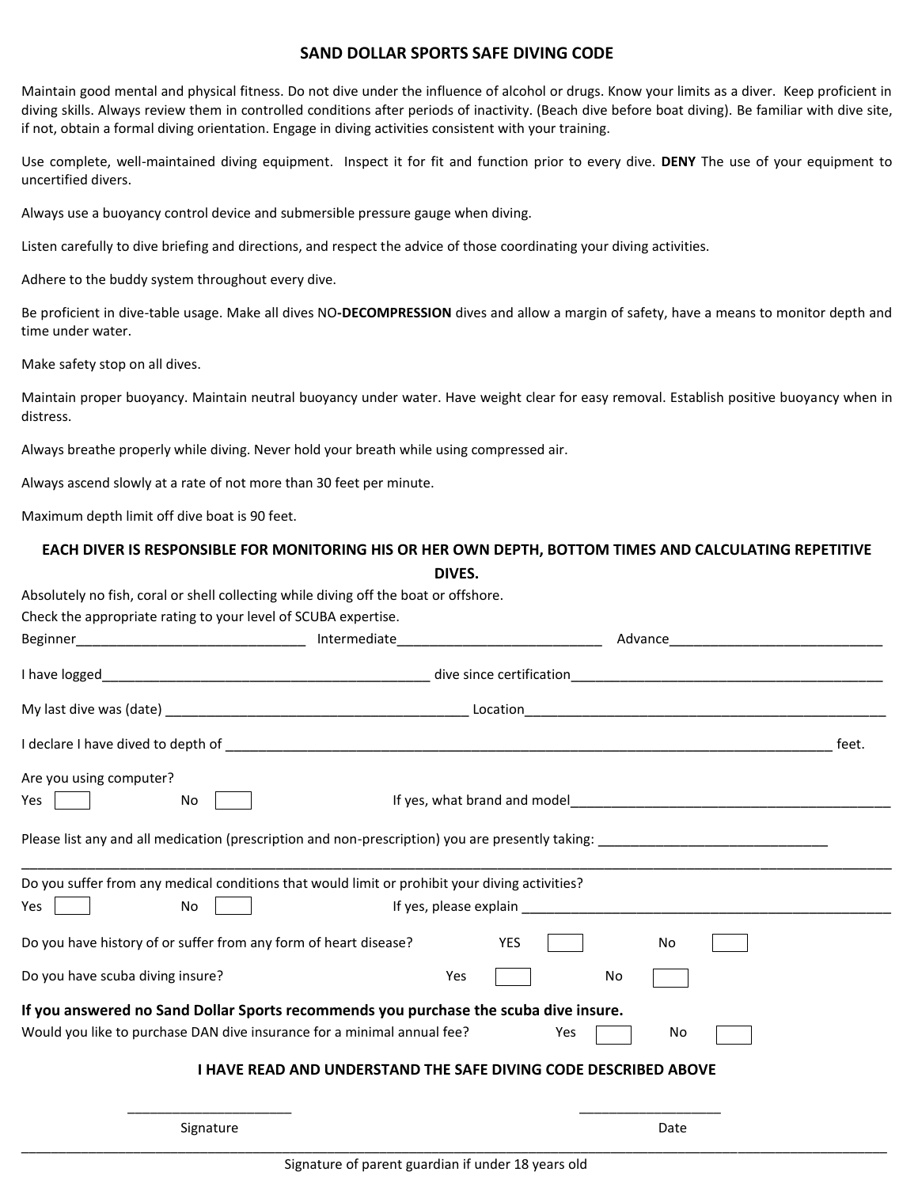## SAND DOLLAR SPORTS SAFE DIVING CODE

Maintain good mental and physical fitness. Do not dive under the influence of alcohol or drugs. Know your limits as a diver. Keep proficient in diving skills. Always review them in controlled conditions after periods of inactivity. (Beach dive before boat diving). Be familiar with dive site, if not, obtain a formal diving orientation. Engage in diving activities consistent with your training.

Use complete, well-maintained diving equipment. Inspect it for fit and function prior to every dive. **DENY** The use of your equipment to uncertified divers.

Always use a buoyancy control device and submersible pressure gauge when diving.

Listen carefully to dive briefing and directions, and respect the advice of those coordinating your diving activities.

Adhere to the buddy system throughout every dive.

Be proficient in dive-table usage. Make all dives NO**-DECOMPRESSION** dives and allow a margin of safety, have a means to monitor depth and time under water.

Make safety stop on all dives.

Maintain proper buoyancy. Maintain neutral buoyancy under water. Have weight clear for easy removal. Establish positive buoyancy when in distress.

Always breathe properly while diving. Never hold your breath while using compressed air.

Always ascend slowly at a rate of not more than 30 feet per minute.

Maximum depth limit off dive boat is 90 feet.

**EACH DIVER IS RESPONSIBLE FOR MONITORING HIS OR HER OWN DEPTH, BOTTOM TIMES AND CALCULATING REPETITIVE DIVES.**

Absolutely no fish, coral or shell collecting while diving off the boat or offshore.

Check the appropriate rating to your level of SCUBA expertise.

Beginner______________________________ Intermediate__________________________ Advance____________________________

I have logged_____________________________________________ dive since certification__________________________________________

My last dive was (date) ________________________________________ Location__________________________________________________

I declare I have dived to depth of ___________________________________________________________________________________ feet.

Are you using computer?

Yes ☐ No ☐ If yes, what brand and model__________________________________________

Please list any and all medication (prescription and non-prescription) you are presently taking: ______________________________

_________________________________________________________________________________________________________________

Do you suffer from any medical conditions that would limit or prohibit your diving activities?

Yes ☐ No ☐ If yes, please explain ________________________________________________

Do you have history of or suffer from any form of heart disease? YES ☐ No ☐

Do you have scuba diving insure? Yes ☐ No ☐

**If you answered no Sand Dollar Sports recommends you purchase the scuba dive insure.**

Would you like to purchase DAN dive insurance for a minimal annual fee? Yes ☐ No ☐

**I HAVE READ AND UNDERSTAND THE SAFE DIVING CODE DESCRIBED ABOVE**

______________________ Signature

___________________ Date

_________________________________________________________________________________________________________________

Signature of parent guardian if under 18 years old